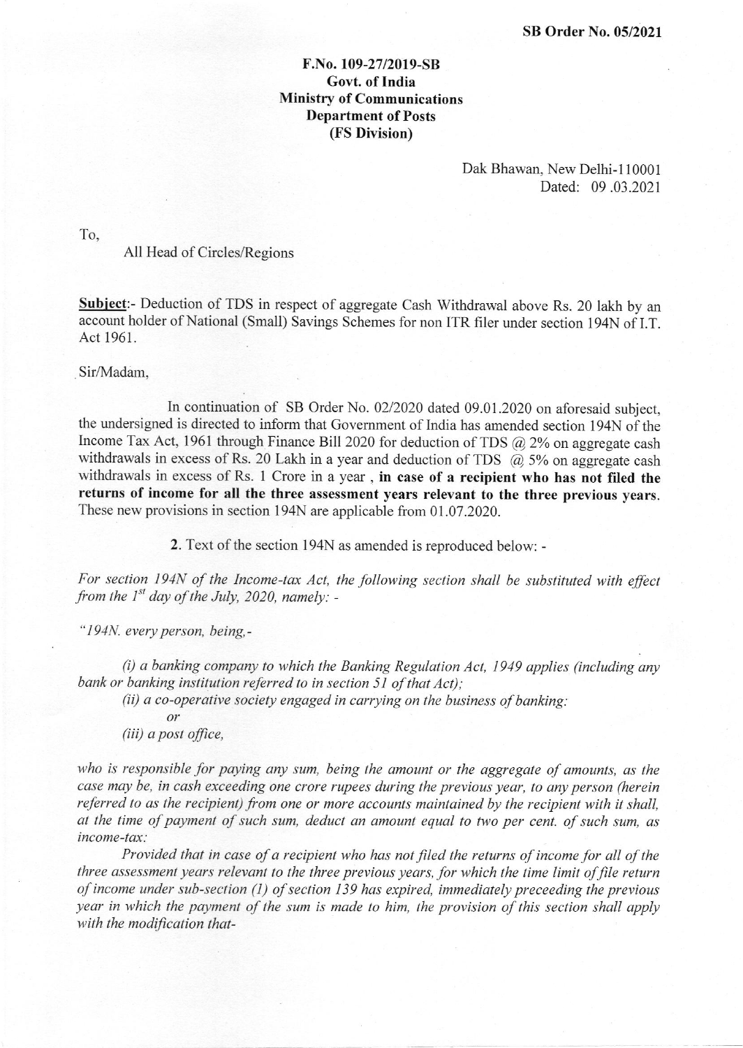**SB Order No. 05/2021**

**F.No. 109-27/2019-SB**
**Govt. of India**
**Ministry of Communications**
**Department of Posts**
**(FS Division)**

Dak Bhawan, New Delhi-110001
Dated: 09 .03.2021

To,

All Head of Circles/Regions

**Subject**:- Deduction of TDS in respect of aggregate Cash Withdrawal above Rs. 20 lakh by an account holder of National (Small) Savings Schemes for non ITR filer under section 194N of I.T. Act 1961.

Sir/Madam,

In continuation of SB Order No. 02/2020 dated 09.01.2020 on aforesaid subject, the undersigned is directed to inform that Government of India has amended section 194N of the Income Tax Act, 1961 through Finance Bill 2020 for deduction of TDS @ 2% on aggregate cash withdrawals in excess of Rs. 20 Lakh in a year and deduction of TDS @ 5% on aggregate cash withdrawals in excess of Rs. 1 Crore in a year , **in case of a recipient who has not filed the returns of income for all the three assessment years relevant to the three previous years.** These new provisions in section 194N are applicable from 01.07.2020.

**2.** Text of the section 194N as amended is reproduced below: -

*For section 194N of the Income-tax Act, the following section shall be substituted with effect from the 1st day of the July, 2020, namely: -*

*"194N. every person, being,-*

*(i) a banking company to which the Banking Regulation Act, 1949 applies (including any bank or banking institution referred to in section 51 of that Act);*

*(ii) a co-operative society engaged in carrying on the business of banking:*

*or*

*(iii) a post office,*

*who is responsible for paying any sum, being the amount or the aggregate of amounts, as the case may be, in cash exceeding one crore rupees during the previous year, to any person (herein referred to as the recipient) from one or more accounts maintained by the recipient with it shall, at the time of payment of such sum, deduct an amount equal to two per cent. of such sum, as income-tax:*

*Provided that in case of a recipient who has not filed the returns of income for all of the three assessment years relevant to the three previous years, for which the time limit of file return of income under sub-section (1) of section 139 has expired, immediately preceeding the previous year in which the payment of the sum is made to him, the provision of this section shall apply with the modification that-*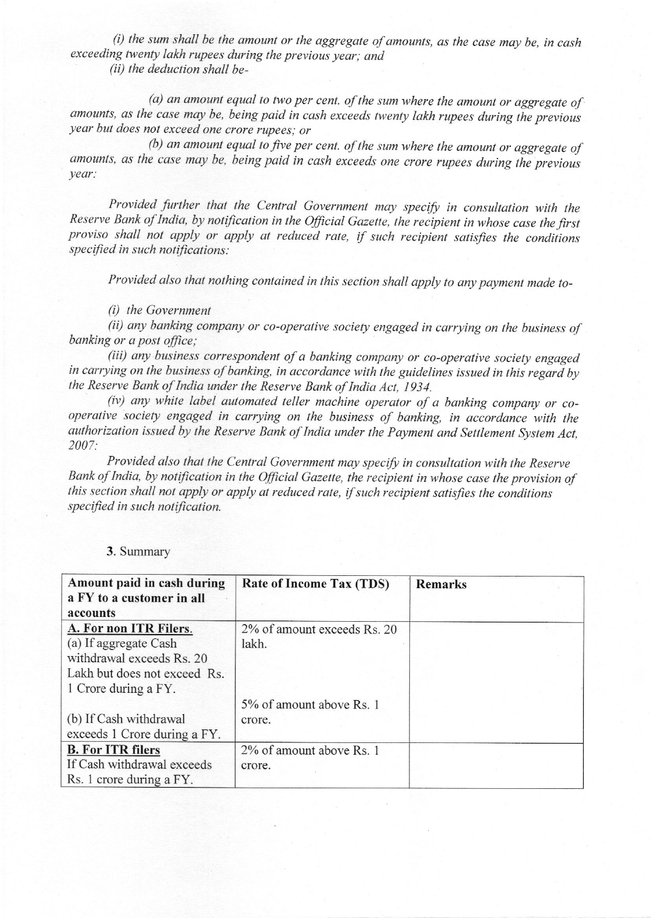*(i) the sum shall be the amount or the aggregate of amounts, as the case may be, in cash exceeding twenty lakh rupees during the previous year; and*

*(ii) the deduction shall be-*

*(a) an amount equal to two per cent. of the sum where the amount or aggregate of amounts, as the case may be, being paid in cash exceeds twenty lakh rupees during the previous year but does not exceed one crore rupees; or*

*(b) an amount equal to five per cent. of the sum where the amount or aggregate of amounts, as the case may be, being paid in cash exceeds one crore rupees during the previous year:*

*Provided further that the Central Government may specify in consultation with the Reserve Bank of India, by notification in the Official Gazette, the recipient in whose case the first proviso shall not apply or apply at reduced rate, if such recipient satisfies the conditions specified in such notifications:*

*Provided also that nothing contained in this section shall apply to any payment made to-*

*(i) the Government*

*(ii) any banking company or co-operative society engaged in carrying on the business of banking or a post office;*

*(iii) any business correspondent of a banking company or co-operative society engaged in carrying on the business of banking, in accordance with the guidelines issued in this regard by the Reserve Bank of India under the Reserve Bank of India Act, 1934.*

*(iv) any white label automated teller machine operator of a banking company or co-operative society engaged in carrying on the business of banking, in accordance with the authorization issued by the Reserve Bank of India under the Payment and Settlement System Act, 2007:*

*Provided also that the Central Government may specify in consultation with the Reserve Bank of India, by notification in the Official Gazette, the recipient in whose case the provision of this section shall not apply or apply at reduced rate, if such recipient satisfies the conditions specified in such notification.*

3. Summary

| Amount paid in cash during a FY to a customer in all accounts | Rate of Income Tax (TDS) | Remarks |
|---|---|---|
| **A. For non ITR Filers.**<br>(a) If aggregate Cash withdrawal exceeds Rs. 20 Lakh but does not exceed Rs. 1 Crore during a FY.<br><br>(b) If Cash withdrawal exceeds 1 Crore during a FY. | 2% of amount exceeds Rs. 20 lakh.<br><br>5% of amount above Rs. 1 crore. | |
| **B. For ITR filers**<br>If Cash withdrawal exceeds Rs. 1 crore during a FY. | 2% of amount above Rs. 1 crore. | |